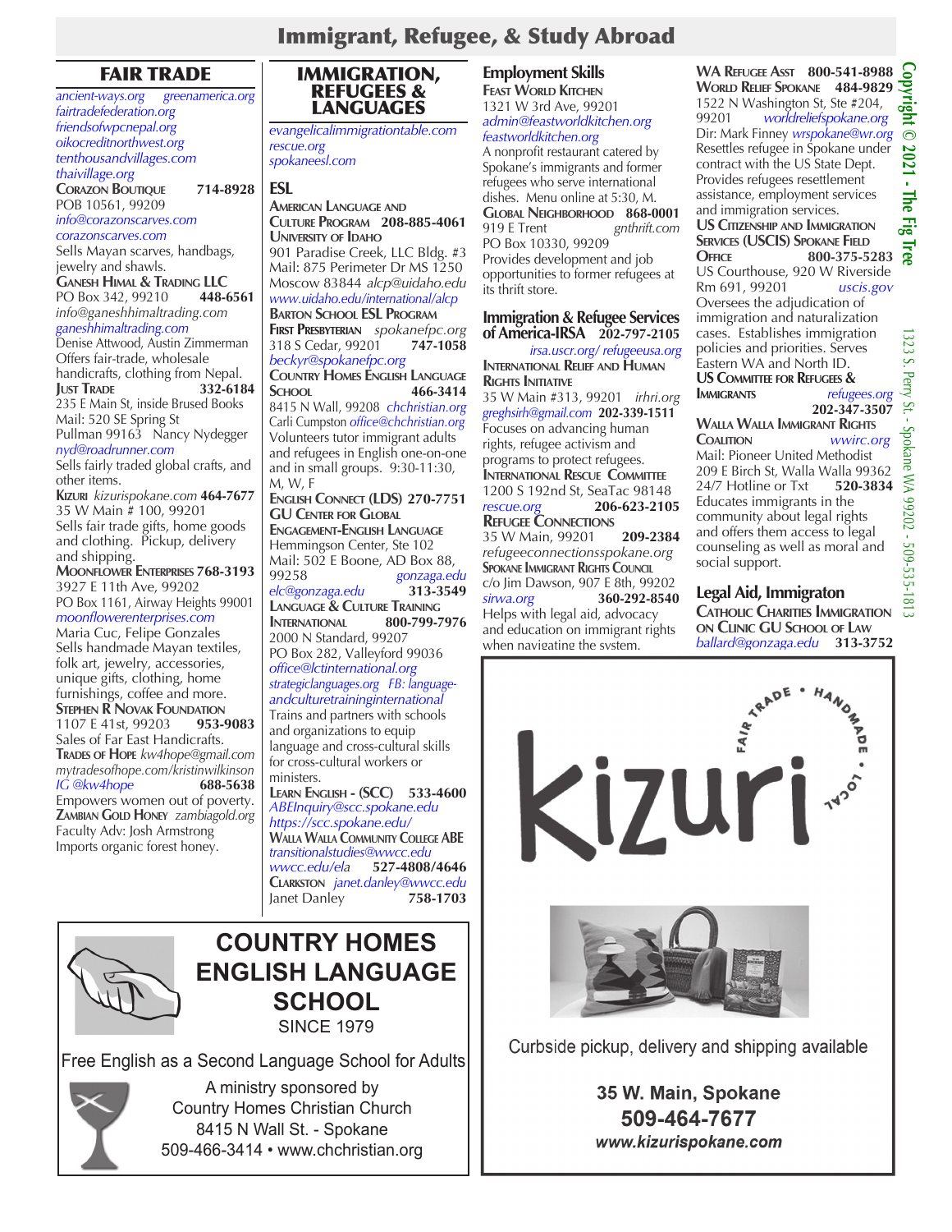# Immigrant, Refugee, & Study Abroad

## FAIR TRADE

*ancient-ways.org* *greenamerica.org*
*fairtradefederation.org*
*friendsofwpcnepal.org*
*oikocreditnorthwest.org*
*tenthousandvillages.com*
*thaivillage.org*

**Corazon Boutique** **714-8928**
POB 10561, 99209
*info@corazonscarves.com*
*corazonscarves.com*
Sells Mayan scarves, handbags, jewelry and shawls.

**Ganesh Himal & Trading LLC**
PO Box 342, 99210 **448-6561**
*info@ganeshhimaltrading.com*
*ganeshhimaltrading.com*
Denise Attwood, Austin Zimmerman
Offers fair-trade, wholesale handicrafts, clothing from Nepal.

**Just Trade** **332-6184**
235 E Main St, inside Brused Books
Mail: 520 SE Spring St
Pullman 99163 Nancy Nydegger
*nyd@roadrunner.com*
Sells fairly traded global crafts, and other items.

**Kizuri** *kizurispokane.com* **464-7677**
35 W Main # 100, 99201
Sells fair trade gifts, home goods and clothing. Pickup, delivery and shipping.

**Moonflower Enterprises** **768-3193**
3927 E 11th Ave, 99202
PO Box 1161, Airway Heights 99001
*moonflowerenterprises.com*
Maria Cuc, Felipe Gonzales
Sells handmade Mayan textiles, folk art, jewelry, accessories, unique gifts, clothing, home furnishings, coffee and more.

**Stephen R Novak Foundation**
1107 E 41st, 99203 **953-9083**
Sales of Far East Handicrafts.

**Trades of Hope** *kw4hope@gmail.com*
*mytradesofhope.com/kristinwilkinson*
*IG @kw4hope* **688-5638**
Empowers women out of poverty.

**Zambian Gold Honey** *zambiagold.org*
Faculty Adv: Josh Armstrong
Imports organic forest honey.

## IMMIGRATION, REFUGEES & LANGUAGES

*evangelicalimmigrationtable.com*
*rescue.org*
*spokaneesl.com*

### ESL

**American Language and Culture Program** **208-885-4061**
**University of Idaho**
901 Paradise Creek, LLC Bldg. #3
Mail: 875 Perimeter Dr MS 1250
Moscow 83844 *alcp@uidaho.edu*
*www.uidaho.edu/international/alcp*

**Barton School ESL Program**
**First Presbyterian** *spokanefpc.org*
318 S Cedar, 99201 **747-1058**
*beckyr@spokanefpc.org*

**Country Homes English Language School** **466-3414**
8415 N Wall, 99208 *chchristian.org*
Carli Cumpston *office@chchristian.org*
Volunteers tutor immigrant adults and refugees in English one-on-one and in small groups. 9:30-11:30, M, W, F

**English Connect (LDS)** **270-7751**

**GU Center for Global Engagement-English Language**
Hemmingson Center, Ste 102
Mail: 502 E Boone, AD Box 88, 99258 *gonzaga.edu*
*elc@gonzaga.edu* **313-3549**

**Language & Culture Training International** **800-799-7976**
2000 N Standard, 99207
PO Box 282, Valleyford 99036
*office@lctinternational.org*
*strategiclanguages.org* *FB: language-andculturetraininginternational*
Trains and partners with schools and organizations to equip language and cross-cultural skills for cross-cultural workers or ministers.

**Learn English - (SCC)** **533-4600**
*ABEInquiry@scc.spokane.edu*
*https://scc.spokane.edu/*

**Walla Walla Community College ABE**
*transitionalstudies@wwcc.edu*
*wwcc.edu/ela* **527-4808/4646**
**Clarkston** *janet.danley@wwcc.edu*
Janet Danley **758-1703**

### Employment Skills

**Feast World Kitchen**
1321 W 3rd Ave, 99201
*admin@feastworldkitchen.org*
*feastworldkitchen.org*
A nonprofit restaurant catered by Spokane's immigrants and former refugees who serve international dishes. Menu online at 5:30, M.

**Global Neighborhood** **868-0001**
919 E Trent *gnthrift.com*
PO Box 10330, 99209
Provides development and job opportunities to former refugees at its thrift store.

### Immigration & Refugee Services of America-IRSA **202-797-2105**

*irsa.uscr.org/ refugeeusa.org*

**International Relief and Human Rights Initiative**
35 W Main #313, 99201 *irhri.org*
*greghsirh@gmail.com* **202-339-1511**
Focuses on advancing human rights, refugee activism and programs to protect refugees.

**International Rescue Committee**
1200 S 192nd St, SeaTac 98148
*rescue.org* **206-623-2105**

**Refugee Connections**
35 W Main, 99201 **209-2384**
*refugeeconnectionsspokane.org*

**Spokane Immigrant Rights Council**
c/o Jim Dawson, 907 E 8th, 99202
*sirwa.org* **360-292-8540**
Helps with legal aid, advocacy and education on immigrant rights when navigating the system.

**WA Refugee Asst** **800-541-8988**
**World Relief Spokane** **484-9829**
1522 N Washington St, Ste #204, 99201 *worldreliefspokane.org*
Dir: Mark Finney *wrspokane@wr.org*
Resettles refugee in Spokane under contract with the US State Dept. Provides refugees resettlement assistance, employment services and immigration services.

**US Citizenship and Immigration Services (USCIS) Spokane Field Office** **800-375-5283**
US Courthouse, 920 W Riverside Rm 691, 99201 *uscis.gov*
Oversees the adjudication of immigration and naturalization cases. Establishes immigration policies and priorities. Serves Eastern WA and North ID.

**US Committee for Refugees & Immigrants** *refugees.org*
**202-347-3507**

**Walla Walla Immigrant Rights Coalition** *wwirc.org*
Mail: Pioneer United Methodist
209 E Birch St, Walla Walla 99362
24/7 Hotline or Txt **520-3834**
Educates immigrants in the community about legal rights and offers them access to legal counseling as well as moral and social support.

### Legal Aid, Immigraton

**Catholic Charities Immigration on Clinic GU School of Law**
*ballard@gonzaga.edu* **313-3752**

---

**COUNTRY HOMES ENGLISH LANGUAGE SCHOOL**
SINCE 1979

Free English as a Second Language School for Adults

A ministry sponsored by
Country Homes Christian Church
8415 N Wall St. - Spokane
509-466-3414 • www.chchristian.org

---

**Kizuri** — FAIR TRADE • HANDMADE • LOCAL

Curbside pickup, delivery and shipping available

**35 W. Main, Spokane**
**509-464-7677**
***www.kizurispokane.com***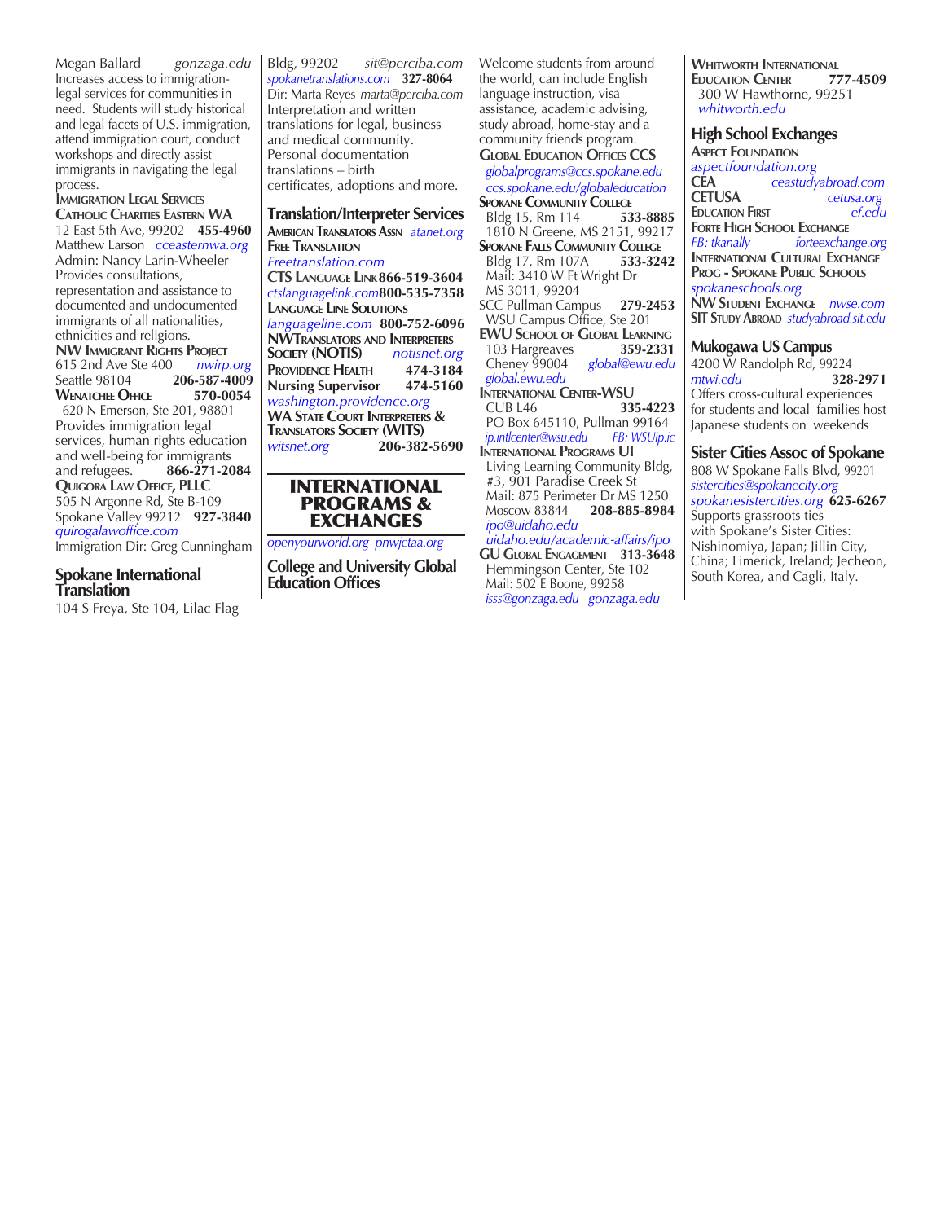Megan Ballard *gonzaga.edu*
Increases access to immigration-legal services for communities in need. Students will study historical and legal facets of U.S. immigration, attend immigration court, conduct workshops and directly assist immigrants in navigating the legal process.

**Immigration Legal Services Catholic Charities Eastern WA**
12 East 5th Ave, 99202 **455-4960**
Matthew Larson *cceasternwa.org*
Admin: Nancy Larin-Wheeler
Provides consultations, representation and assistance to documented and undocumented immigrants of all nationalities, ethnicities and religions.

**NW Immigrant Rights Project**
615 2nd Ave Ste 400 *nwirp.org*
Seattle 98104 **206-587-4009**
**Wenatchee Office 570-0054**
620 N Emerson, Ste 201, 98801
Provides immigration legal services, human rights education and well-being for immigrants and refugees. **866-271-2084**

**Quigora Law Office, PLLC**
505 N Argonne Rd, Ste B-109
Spokane Valley 99212 **927-3840**
*quirogalawoffice.com*
Immigration Dir: Greg Cunningham

## Spokane International Translation

104 S Freya, Ste 104, Lilac Flag Bldg, 99202 *sit@perciba.com*
*spokanetranslations.com* **327-8064**
Dir: Marta Reyes *marta@perciba.com*
Interpretation and written translations for legal, business and medical community. Personal documentation translations – birth certificates, adoptions and more.

## Translation/Interpreter Services

**American Translators Assn** *atanet.org*

**Free Translation**
*Freetranslation.com*

**CTS Language Link 866-519-3604**
*ctslanguagelink.com* **800-535-7358**

**Language Line Solutions**
*languageline.com* **800-752-6096**

**NWTranslators and Interpreters Society (NOTIS)** *notisnet.org*

**Providence Health 474-3184**
**Nursing Supervisor 474-5160**
*washington.providence.org*

**WA State Court Interpreters & Translators Society (WITS)**
*witsnet.org* **206-382-5690**

# INTERNATIONAL PROGRAMS & EXCHANGES

*openyourworld.org pnwjetaa.org*

## College and University Global Education Offices

Welcome students from around the world, can include English language instruction, visa assistance, academic advising, study abroad, home-stay and a community friends program.

**Global Education Offices CCS**
*globalprograms@ccs.spokane.edu*
*ccs.spokane.edu/globaleducation*

**Spokane Community College**
Bldg 15, Rm 114 **533-8885**
1810 N Greene, MS 2151, 99217

**Spokane Falls Community College**
Bldg 17, Rm 107A **533-3242**
Mail: 3410 W Ft Wright Dr
MS 3011, 99204
SCC Pullman Campus **279-2453**
WSU Campus Office, Ste 201

**EWU School of Global Learning**
103 Hargreaves **359-2331**
Cheney 99004 *global@ewu.edu*
*global.ewu.edu*

**International Center-WSU**
CUB L46 **335-4223**
PO Box 645110, Pullman 99164
*ip.intlcenter@wsu.edu FB: WSUip.ic*

**International Programs UI**
Living Learning Community Bldg, #3, 901 Paradise Creek St
Mail: 875 Perimeter Dr MS 1250
Moscow 83844 **208-885-8984**
*ipo@uidaho.edu*
*uidaho.edu/academic-affairs/ipo*

**GU Global Engagement 313-3648**
Hemmingson Center, Ste 102
Mail: 502 E Boone, 99258
*isss@gonzaga.edu gonzaga.edu*

**Whitworth International Education Center 777-4509**
300 W Hawthorne, 99251
*whitworth.edu*

## High School Exchanges

**Aspect Foundation**
*aspectfoundation.org*
**CEA** *ceastudyabroad.com*
**CETUSA** *cetusa.org*
**Education First** *ef.edu*
**Forte High School Exchange**
*FB: tkanally forteexchange.org*
**International Cultural Exchange Prog - Spokane Public Schools**
*spokaneschools.org*
**NW Student Exchange** *nwse.com*
**SIT Study Abroad** *studyabroad.sit.edu*

## Mukogawa US Campus

4200 W Randolph Rd, 99224
*mtwi.edu* **328-2971**
Offers cross-cultural experiences for students and local families host Japanese students on weekends

## Sister Cities Assoc of Spokane

808 W Spokane Falls Blvd, 99201
*sistercities@spokanecity.org*
*spokanesistercities.org* **625-6267**
Supports grassroots ties with Spokane's Sister Cities: Nishinomiya, Japan; Jillin City, China; Limerick, Ireland; Jecheon, South Korea, and Cagli, Italy.